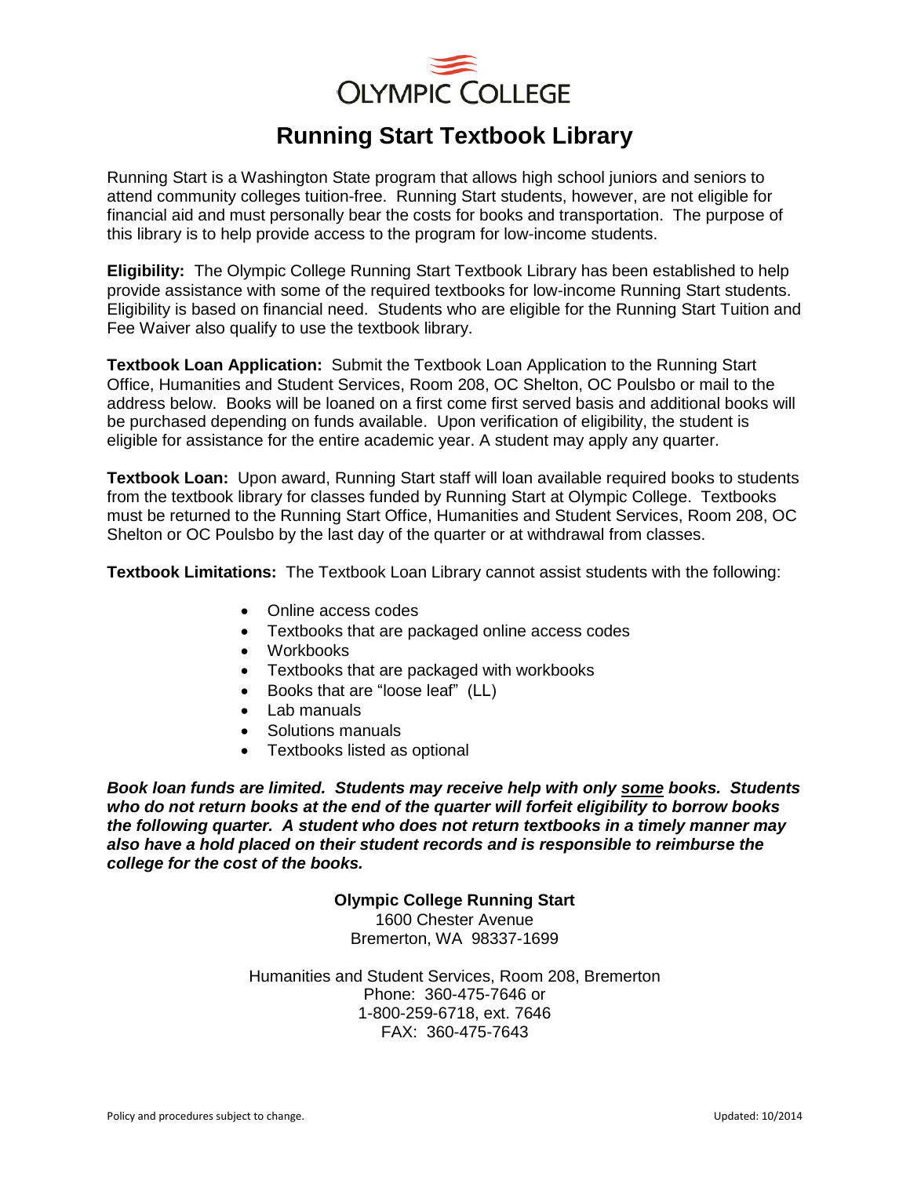# OLYMPIC COLLEGE

## Running Start Textbook Library

Running Start is a Washington State program that allows high school juniors and seniors to attend community colleges tuition-free. Running Start students, however, are not eligible for financial aid and must personally bear the costs for books and transportation. The purpose of this library is to help provide access to the program for low-income students.

**Eligibility:** The Olympic College Running Start Textbook Library has been established to help provide assistance with some of the required textbooks for low-income Running Start students. Eligibility is based on financial need. Students who are eligible for the Running Start Tuition and Fee Waiver also qualify to use the textbook library.

**Textbook Loan Application:** Submit the Textbook Loan Application to the Running Start Office, Humanities and Student Services, Room 208, OC Shelton, OC Poulsbo or mail to the address below. Books will be loaned on a first come first served basis and additional books will be purchased depending on funds available. Upon verification of eligibility, the student is eligible for assistance for the entire academic year. A student may apply any quarter.

**Textbook Loan:** Upon award, Running Start staff will loan available required books to students from the textbook library for classes funded by Running Start at Olympic College. Textbooks must be returned to the Running Start Office, Humanities and Student Services, Room 208, OC Shelton or OC Poulsbo by the last day of the quarter or at withdrawal from classes.

**Textbook Limitations:** The Textbook Loan Library cannot assist students with the following:

- Online access codes
- Textbooks that are packaged online access codes
- Workbooks
- Textbooks that are packaged with workbooks
- Books that are "loose leaf" (LL)
- Lab manuals
- Solutions manuals
- Textbooks listed as optional

***Book loan funds are limited. Students may receive help with only <u>some</u> books. Students who do not return books at the end of the quarter will forfeit eligibility to borrow books the following quarter. A student who does not return textbooks in a timely manner may also have a hold placed on their student records and is responsible to reimburse the college for the cost of the books.***

**Olympic College Running Start**
1600 Chester Avenue
Bremerton, WA 98337-1699

Humanities and Student Services, Room 208, Bremerton
Phone: 360-475-7646 or
1-800-259-6718, ext. 7646
FAX: 360-475-7643

Policy and procedures subject to change. Updated: 10/2014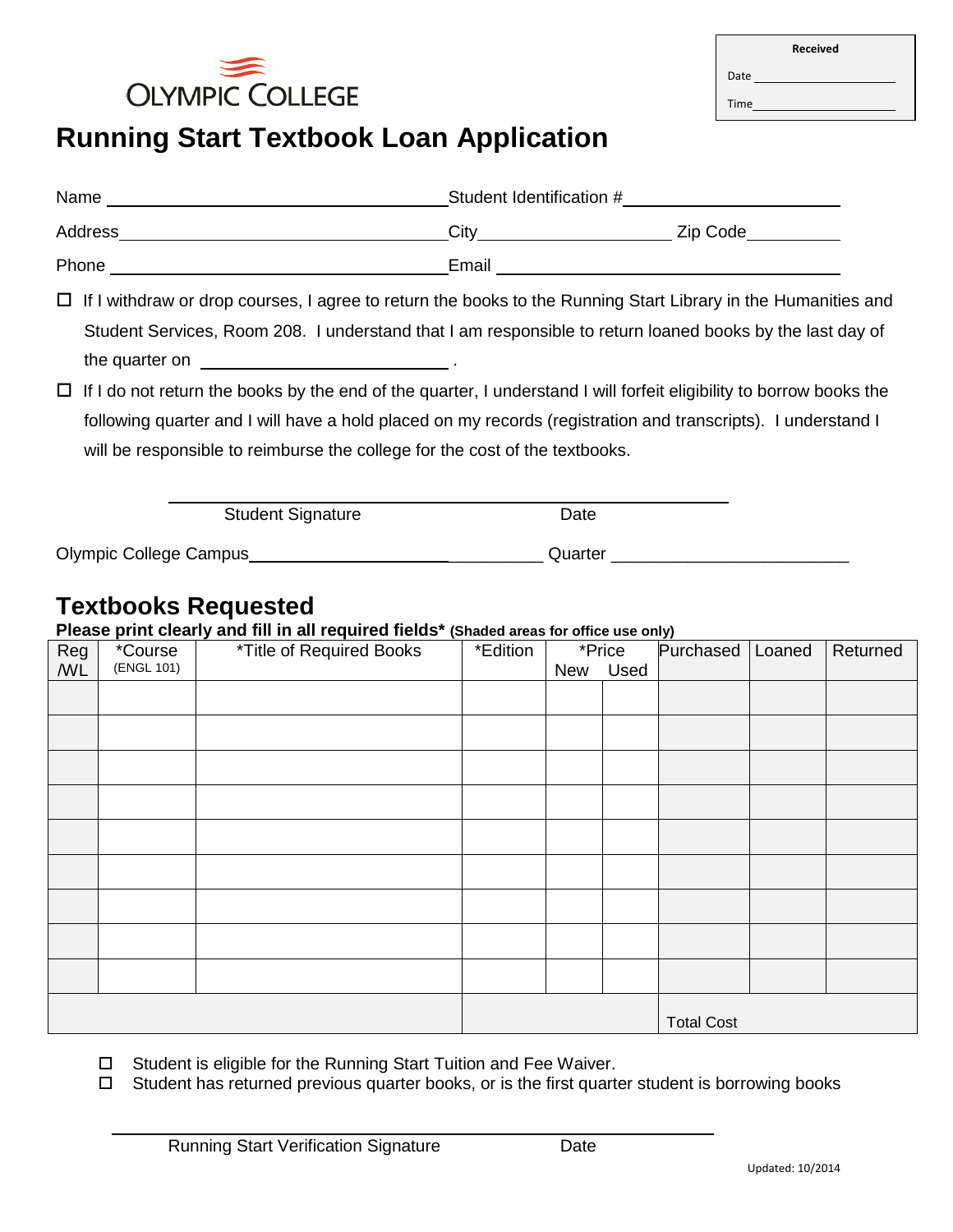OLYMPIC COLLEGE

| Received |
| --- |
| Date ____________________ |
| Time ____________________ |

# Running Start Textbook Loan Application

Name ______________________________ Student Identification # ____________________

Address ______________________________ City ____________________ Zip Code __________

Phone ______________________________ Email ______________________________

☐ If I withdraw or drop courses, I agree to return the books to the Running Start Library in the Humanities and Student Services, Room 208. I understand that I am responsible to return loaned books by the last day of the quarter on ____________________ .

☐ If I do not return the books by the end of the quarter, I understand I will forfeit eligibility to borrow books the following quarter and I will have a hold placed on my records (registration and transcripts). I understand I will be responsible to reimburse the college for the cost of the textbooks.

______________________________________________________

Student Signature                                        Date

Olympic College Campus ______________________________ Quarter ____________________

## Textbooks Requested

**Please print clearly and fill in all required fields*** **(Shaded areas for office use only)**

| Reg /WL | *Course (ENGL 101) | *Title of Required Books | *Edition | *Price New | Used | Purchased | Loaned | Returned |
| --- | --- | --- | --- | --- | --- | --- | --- | --- |
| | | | | | | | | |
| | | | | | | | | |
| | | | | | | | | |
| | | | | | | | | |
| | | | | | | | | |
| | | | | | | | | |
| | | | | | | | | |
| | | | | | | | | |
| | | | | | | | | |
| | | | | | | Total Cost | | |

☐ Student is eligible for the Running Start Tuition and Fee Waiver.

☐ Student has returned previous quarter books, or is the first quarter student is borrowing books

______________________________________________________

Running Start Verification Signature                                        Date

Updated: 10/2014